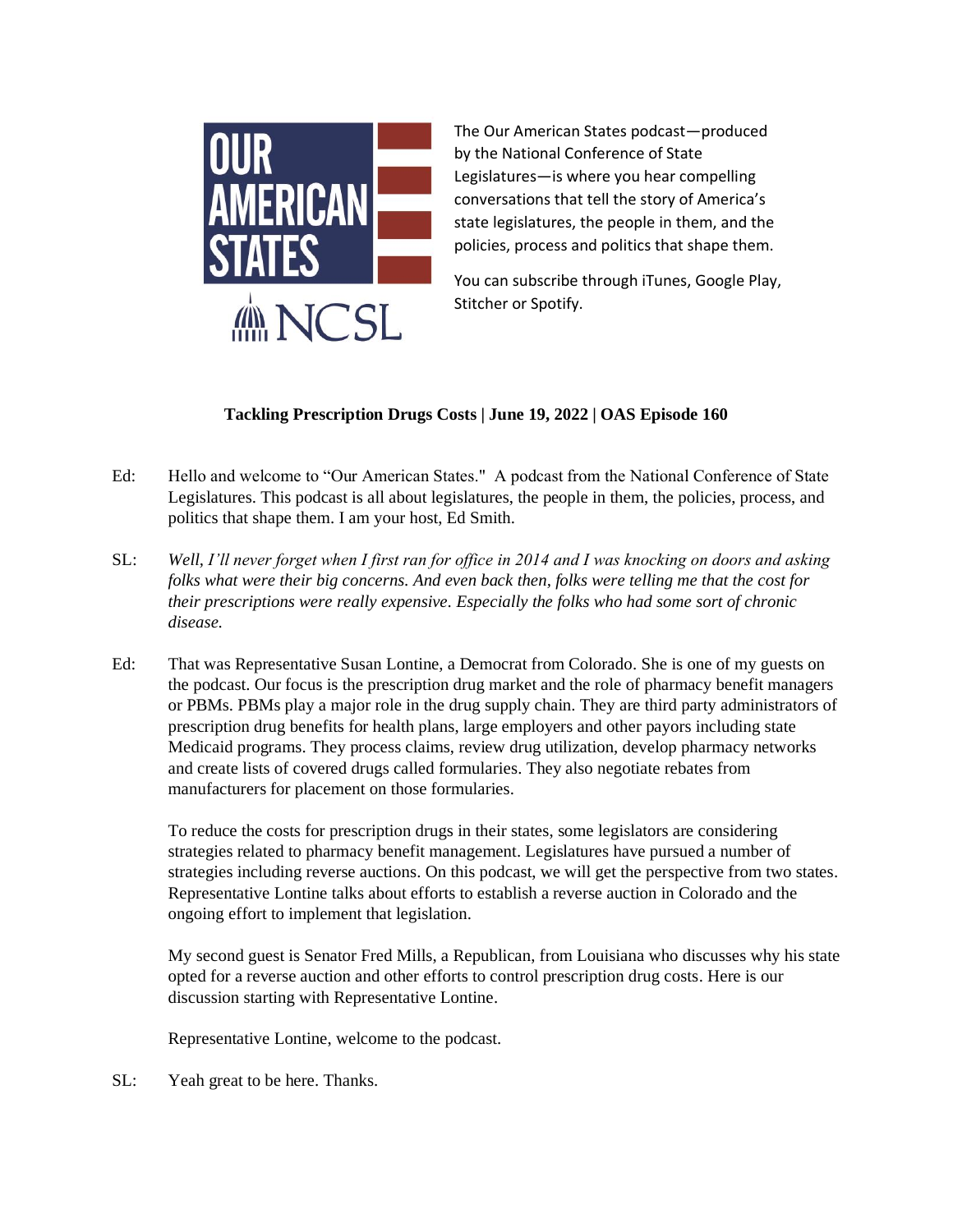The Our American States podcast—produced by the National Conference of State Legislatures—is where you hear compelling conversations that tell the story of America's state legislatures, the people in them, and the policies, process and politics that shape them.

You can subscribe through iTunes, Google Play, Stitcher or Spotify.

**Tackling Prescription Drugs Costs | June 19, 2022 | OAS Episode 160**

Ed: Hello and welcome to "Our American States." A podcast from the National Conference of State Legislatures. This podcast is all about legislatures, the people in them, the policies, process, and politics that shape them. I am your host, Ed Smith.

SL: *Well, I'll never forget when I first ran for office in 2014 and I was knocking on doors and asking folks what were their big concerns. And even back then, folks were telling me that the cost for their prescriptions were really expensive. Especially the folks who had some sort of chronic disease.*

Ed: That was Representative Susan Lontine, a Democrat from Colorado. She is one of my guests on the podcast. Our focus is the prescription drug market and the role of pharmacy benefit managers or PBMs. PBMs play a major role in the drug supply chain. They are third party administrators of prescription drug benefits for health plans, large employers and other payors including state Medicaid programs. They process claims, review drug utilization, develop pharmacy networks and create lists of covered drugs called formularies. They also negotiate rebates from manufacturers for placement on those formularies.

To reduce the costs for prescription drugs in their states, some legislators are considering strategies related to pharmacy benefit management. Legislatures have pursued a number of strategies including reverse auctions. On this podcast, we will get the perspective from two states. Representative Lontine talks about efforts to establish a reverse auction in Colorado and the ongoing effort to implement that legislation.

My second guest is Senator Fred Mills, a Republican, from Louisiana who discusses why his state opted for a reverse auction and other efforts to control prescription drug costs. Here is our discussion starting with Representative Lontine.

Representative Lontine, welcome to the podcast.

SL: Yeah great to be here. Thanks.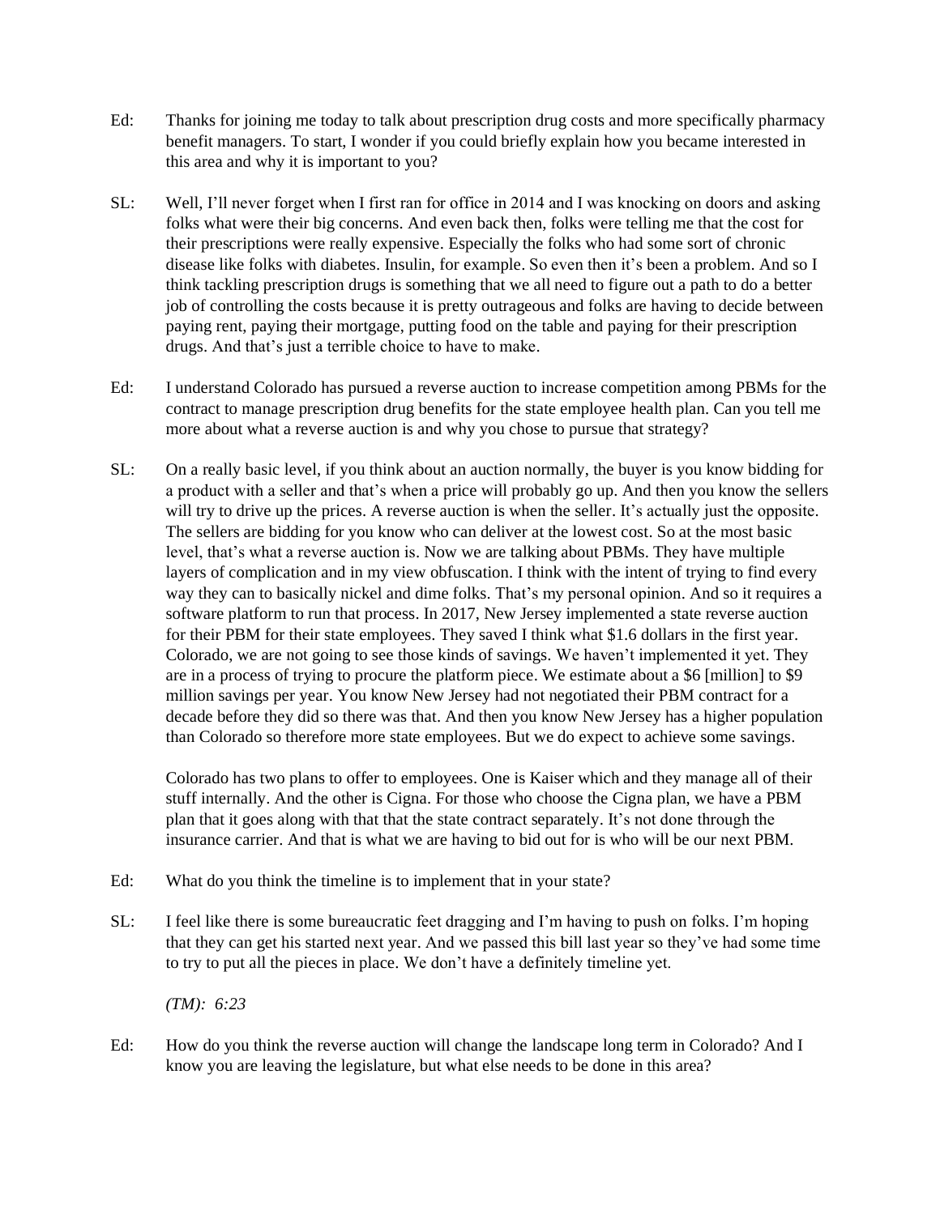Ed: Thanks for joining me today to talk about prescription drug costs and more specifically pharmacy benefit managers. To start, I wonder if you could briefly explain how you became interested in this area and why it is important to you?

SL: Well, I'll never forget when I first ran for office in 2014 and I was knocking on doors and asking folks what were their big concerns. And even back then, folks were telling me that the cost for their prescriptions were really expensive. Especially the folks who had some sort of chronic disease like folks with diabetes. Insulin, for example. So even then it's been a problem. And so I think tackling prescription drugs is something that we all need to figure out a path to do a better job of controlling the costs because it is pretty outrageous and folks are having to decide between paying rent, paying their mortgage, putting food on the table and paying for their prescription drugs. And that's just a terrible choice to have to make.

Ed: I understand Colorado has pursued a reverse auction to increase competition among PBMs for the contract to manage prescription drug benefits for the state employee health plan. Can you tell me more about what a reverse auction is and why you chose to pursue that strategy?

SL: On a really basic level, if you think about an auction normally, the buyer is you know bidding for a product with a seller and that's when a price will probably go up. And then you know the sellers will try to drive up the prices. A reverse auction is when the seller. It's actually just the opposite. The sellers are bidding for you know who can deliver at the lowest cost. So at the most basic level, that's what a reverse auction is. Now we are talking about PBMs. They have multiple layers of complication and in my view obfuscation. I think with the intent of trying to find every way they can to basically nickel and dime folks. That's my personal opinion. And so it requires a software platform to run that process. In 2017, New Jersey implemented a state reverse auction for their PBM for their state employees. They saved I think what $1.6 dollars in the first year. Colorado, we are not going to see those kinds of savings. We haven't implemented it yet. They are in a process of trying to procure the platform piece. We estimate about a $6 [million] to $9 million savings per year. You know New Jersey had not negotiated their PBM contract for a decade before they did so there was that. And then you know New Jersey has a higher population than Colorado so therefore more state employees. But we do expect to achieve some savings.

Colorado has two plans to offer to employees. One is Kaiser which and they manage all of their stuff internally. And the other is Cigna. For those who choose the Cigna plan, we have a PBM plan that it goes along with that that the state contract separately. It's not done through the insurance carrier. And that is what we are having to bid out for is who will be our next PBM.

Ed: What do you think the timeline is to implement that in your state?

SL: I feel like there is some bureaucratic feet dragging and I'm having to push on folks. I'm hoping that they can get his started next year. And we passed this bill last year so they've had some time to try to put all the pieces in place. We don't have a definitely timeline yet.

*(TM): 6:23*

Ed: How do you think the reverse auction will change the landscape long term in Colorado? And I know you are leaving the legislature, but what else needs to be done in this area?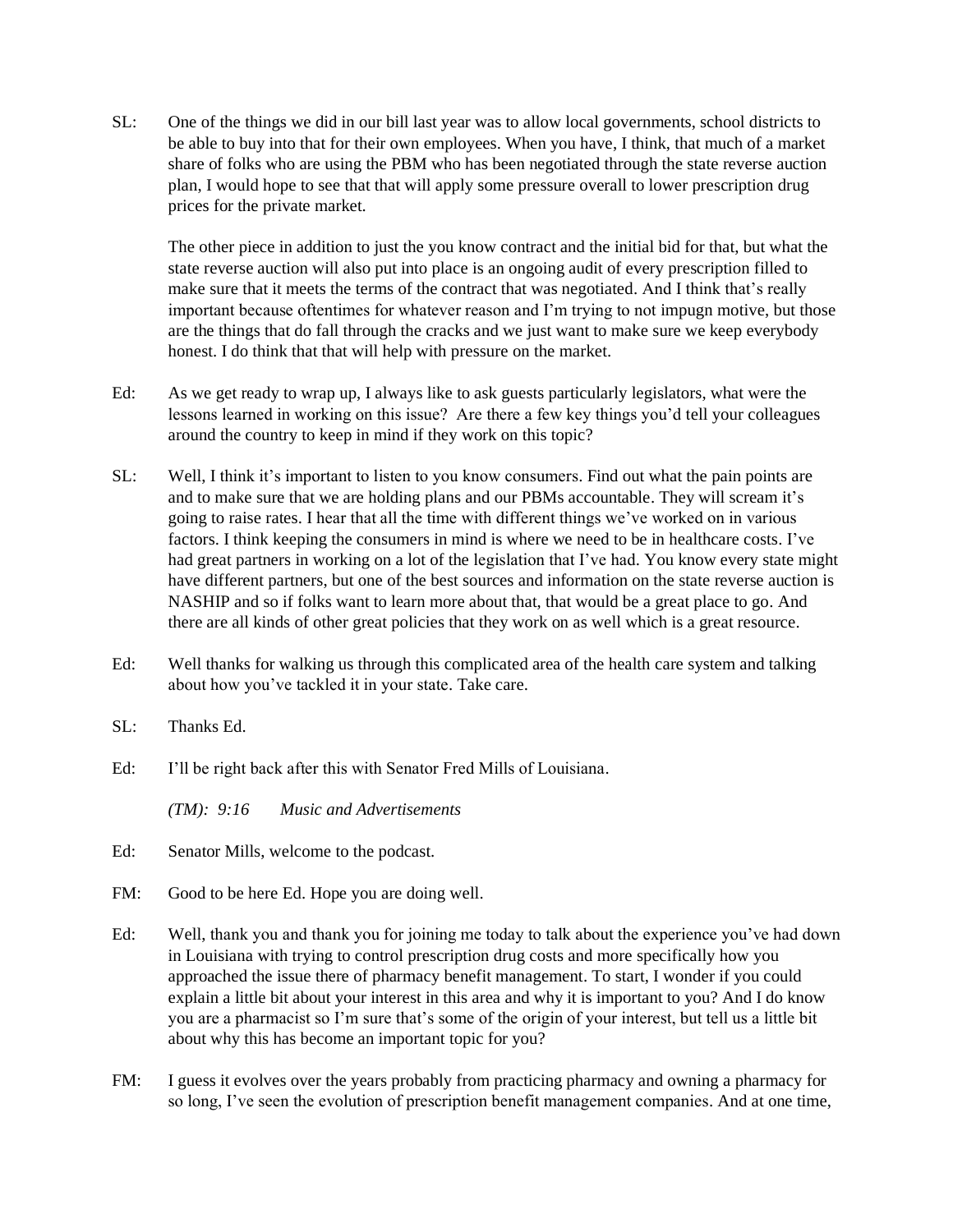SL: One of the things we did in our bill last year was to allow local governments, school districts to be able to buy into that for their own employees. When you have, I think, that much of a market share of folks who are using the PBM who has been negotiated through the state reverse auction plan, I would hope to see that that will apply some pressure overall to lower prescription drug prices for the private market.

The other piece in addition to just the you know contract and the initial bid for that, but what the state reverse auction will also put into place is an ongoing audit of every prescription filled to make sure that it meets the terms of the contract that was negotiated. And I think that's really important because oftentimes for whatever reason and I'm trying to not impugn motive, but those are the things that do fall through the cracks and we just want to make sure we keep everybody honest. I do think that that will help with pressure on the market.

Ed: As we get ready to wrap up, I always like to ask guests particularly legislators, what were the lessons learned in working on this issue? Are there a few key things you'd tell your colleagues around the country to keep in mind if they work on this topic?

SL: Well, I think it's important to listen to you know consumers. Find out what the pain points are and to make sure that we are holding plans and our PBMs accountable. They will scream it's going to raise rates. I hear that all the time with different things we've worked on in various factors. I think keeping the consumers in mind is where we need to be in healthcare costs. I've had great partners in working on a lot of the legislation that I've had. You know every state might have different partners, but one of the best sources and information on the state reverse auction is NASHIP and so if folks want to learn more about that, that would be a great place to go. And there are all kinds of other great policies that they work on as well which is a great resource.

Ed: Well thanks for walking us through this complicated area of the health care system and talking about how you've tackled it in your state. Take care.

SL: Thanks Ed.

Ed: I'll be right back after this with Senator Fred Mills of Louisiana.

*(TM): 9:16 Music and Advertisements*

Ed: Senator Mills, welcome to the podcast.

FM: Good to be here Ed. Hope you are doing well.

Ed: Well, thank you and thank you for joining me today to talk about the experience you've had down in Louisiana with trying to control prescription drug costs and more specifically how you approached the issue there of pharmacy benefit management. To start, I wonder if you could explain a little bit about your interest in this area and why it is important to you? And I do know you are a pharmacist so I'm sure that's some of the origin of your interest, but tell us a little bit about why this has become an important topic for you?

FM: I guess it evolves over the years probably from practicing pharmacy and owning a pharmacy for so long, I've seen the evolution of prescription benefit management companies. And at one time,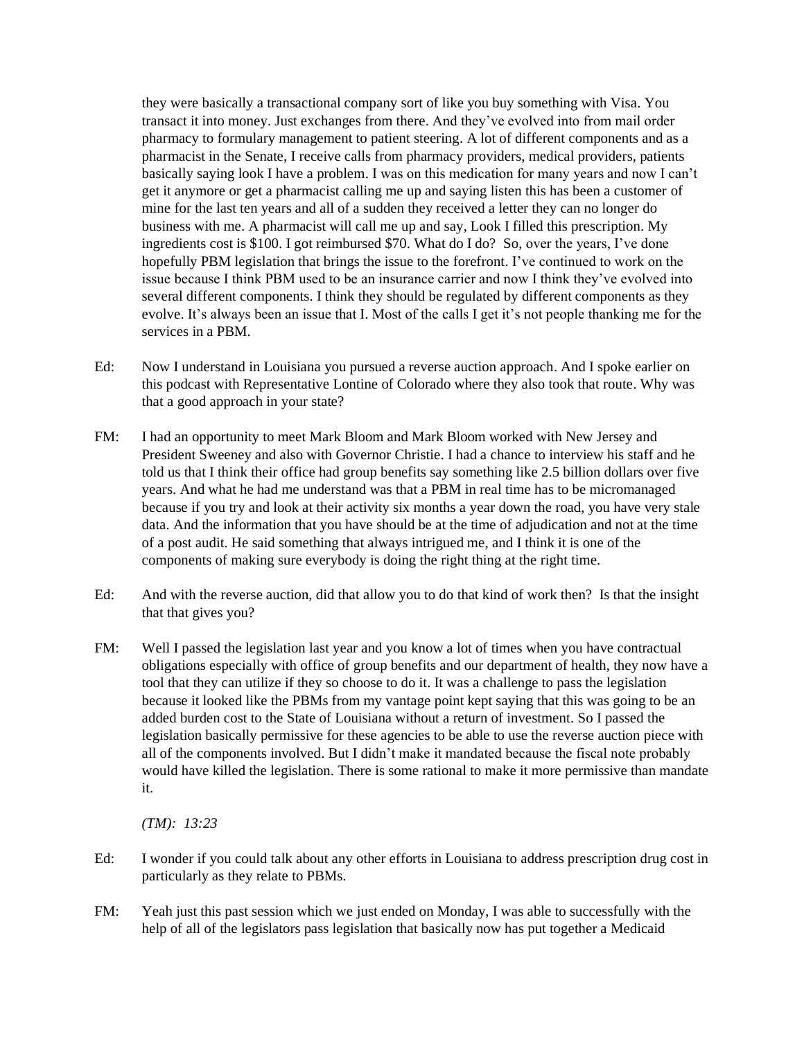they were basically a transactional company sort of like you buy something with Visa. You transact it into money. Just exchanges from there. And they've evolved into from mail order pharmacy to formulary management to patient steering. A lot of different components and as a pharmacist in the Senate, I receive calls from pharmacy providers, medical providers, patients basically saying look I have a problem. I was on this medication for many years and now I can't get it anymore or get a pharmacist calling me up and saying listen this has been a customer of mine for the last ten years and all of a sudden they received a letter they can no longer do business with me. A pharmacist will call me up and say, Look I filled this prescription. My ingredients cost is $100. I got reimbursed $70. What do I do? So, over the years, I've done hopefully PBM legislation that brings the issue to the forefront. I've continued to work on the issue because I think PBM used to be an insurance carrier and now I think they've evolved into several different components. I think they should be regulated by different components as they evolve. It's always been an issue that I. Most of the calls I get it's not people thanking me for the services in a PBM.

Ed: Now I understand in Louisiana you pursued a reverse auction approach. And I spoke earlier on this podcast with Representative Lontine of Colorado where they also took that route. Why was that a good approach in your state?

FM: I had an opportunity to meet Mark Bloom and Mark Bloom worked with New Jersey and President Sweeney and also with Governor Christie. I had a chance to interview his staff and he told us that I think their office had group benefits say something like 2.5 billion dollars over five years. And what he had me understand was that a PBM in real time has to be micromanaged because if you try and look at their activity six months a year down the road, you have very stale data. And the information that you have should be at the time of adjudication and not at the time of a post audit. He said something that always intrigued me, and I think it is one of the components of making sure everybody is doing the right thing at the right time.

Ed: And with the reverse auction, did that allow you to do that kind of work then? Is that the insight that that gives you?

FM: Well I passed the legislation last year and you know a lot of times when you have contractual obligations especially with office of group benefits and our department of health, they now have a tool that they can utilize if they so choose to do it. It was a challenge to pass the legislation because it looked like the PBMs from my vantage point kept saying that this was going to be an added burden cost to the State of Louisiana without a return of investment. So I passed the legislation basically permissive for these agencies to be able to use the reverse auction piece with all of the components involved. But I didn't make it mandated because the fiscal note probably would have killed the legislation. There is some rational to make it more permissive than mandate it.

*(TM): 13:23*

Ed: I wonder if you could talk about any other efforts in Louisiana to address prescription drug cost in particularly as they relate to PBMs.

FM: Yeah just this past session which we just ended on Monday, I was able to successfully with the help of all of the legislators pass legislation that basically now has put together a Medicaid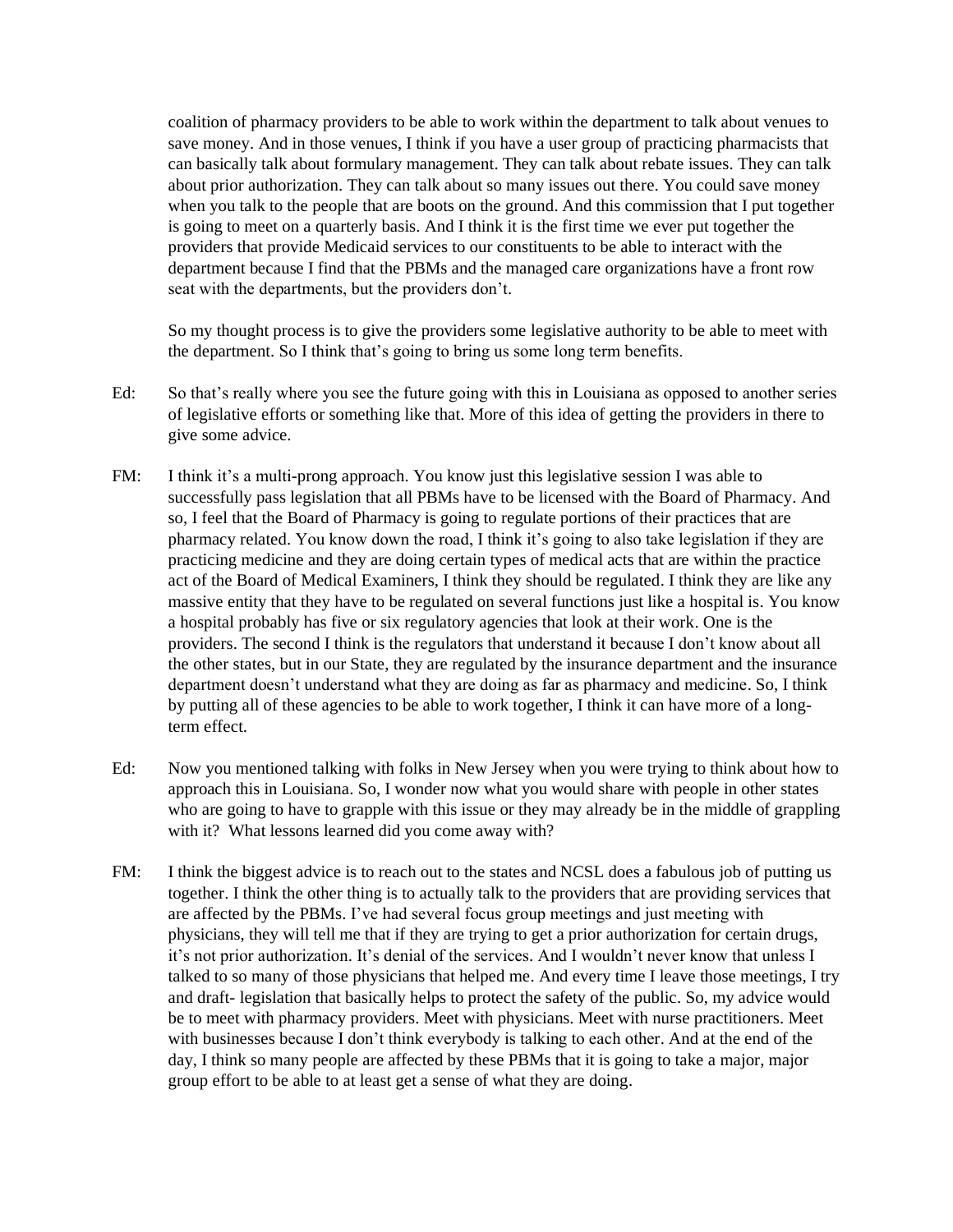coalition of pharmacy providers to be able to work within the department to talk about venues to save money. And in those venues, I think if you have a user group of practicing pharmacists that can basically talk about formulary management. They can talk about rebate issues. They can talk about prior authorization. They can talk about so many issues out there. You could save money when you talk to the people that are boots on the ground. And this commission that I put together is going to meet on a quarterly basis. And I think it is the first time we ever put together the providers that provide Medicaid services to our constituents to be able to interact with the department because I find that the PBMs and the managed care organizations have a front row seat with the departments, but the providers don't.

So my thought process is to give the providers some legislative authority to be able to meet with the department. So I think that's going to bring us some long term benefits.

Ed: So that's really where you see the future going with this in Louisiana as opposed to another series of legislative efforts or something like that. More of this idea of getting the providers in there to give some advice.

FM: I think it's a multi-prong approach. You know just this legislative session I was able to successfully pass legislation that all PBMs have to be licensed with the Board of Pharmacy. And so, I feel that the Board of Pharmacy is going to regulate portions of their practices that are pharmacy related. You know down the road, I think it's going to also take legislation if they are practicing medicine and they are doing certain types of medical acts that are within the practice act of the Board of Medical Examiners, I think they should be regulated. I think they are like any massive entity that they have to be regulated on several functions just like a hospital is. You know a hospital probably has five or six regulatory agencies that look at their work. One is the providers. The second I think is the regulators that understand it because I don't know about all the other states, but in our State, they are regulated by the insurance department and the insurance department doesn't understand what they are doing as far as pharmacy and medicine. So, I think by putting all of these agencies to be able to work together, I think it can have more of a long-term effect.

Ed: Now you mentioned talking with folks in New Jersey when you were trying to think about how to approach this in Louisiana. So, I wonder now what you would share with people in other states who are going to have to grapple with this issue or they may already be in the middle of grappling with it? What lessons learned did you come away with?

FM: I think the biggest advice is to reach out to the states and NCSL does a fabulous job of putting us together. I think the other thing is to actually talk to the providers that are providing services that are affected by the PBMs. I've had several focus group meetings and just meeting with physicians, they will tell me that if they are trying to get a prior authorization for certain drugs, it's not prior authorization. It's denial of the services. And I wouldn't never know that unless I talked to so many of those physicians that helped me. And every time I leave those meetings, I try and draft- legislation that basically helps to protect the safety of the public. So, my advice would be to meet with pharmacy providers. Meet with physicians. Meet with nurse practitioners. Meet with businesses because I don't think everybody is talking to each other. And at the end of the day, I think so many people are affected by these PBMs that it is going to take a major, major group effort to be able to at least get a sense of what they are doing.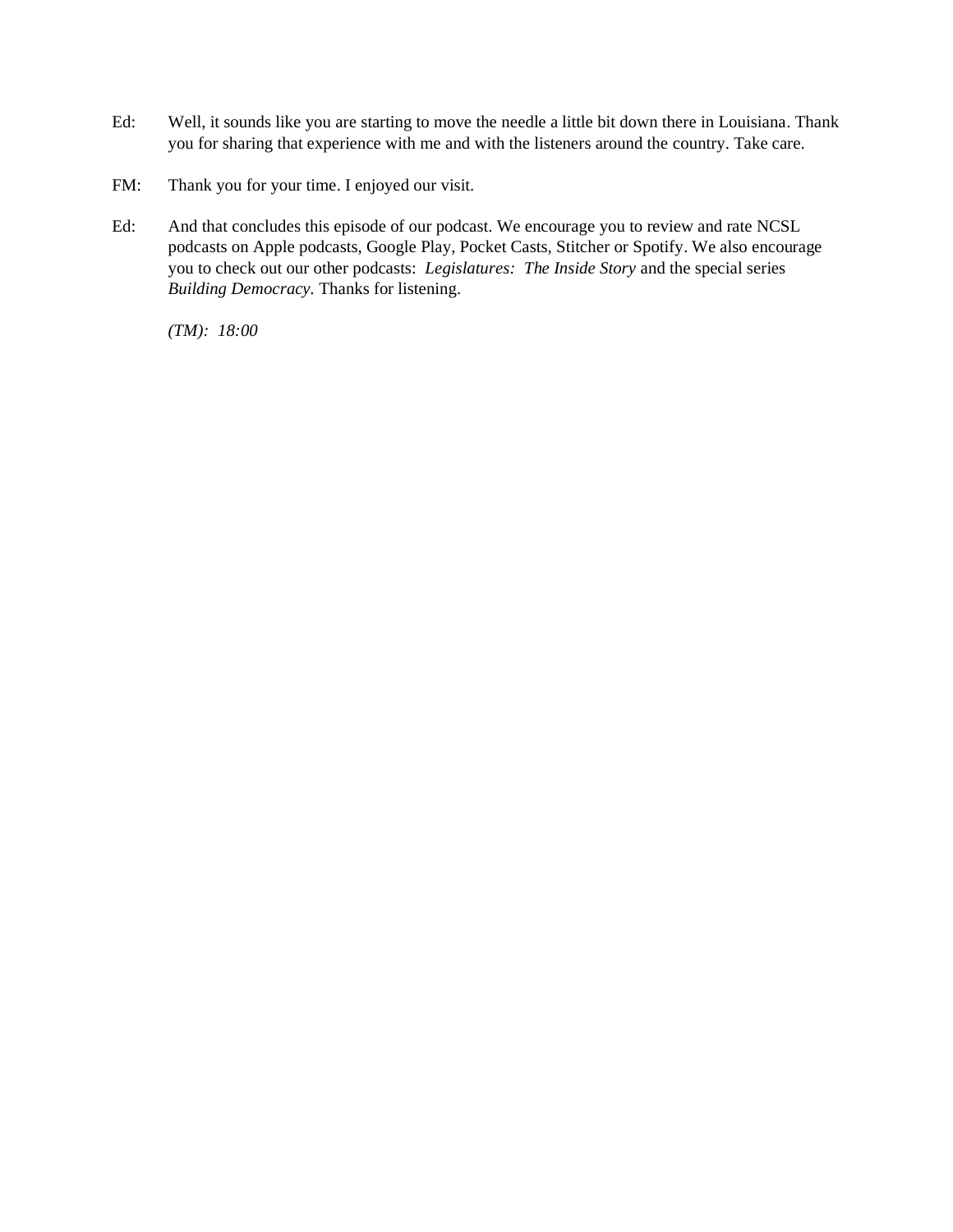Ed: Well, it sounds like you are starting to move the needle a little bit down there in Louisiana. Thank you for sharing that experience with me and with the listeners around the country. Take care.

FM: Thank you for your time. I enjoyed our visit.

Ed: And that concludes this episode of our podcast. We encourage you to review and rate NCSL podcasts on Apple podcasts, Google Play, Pocket Casts, Stitcher or Spotify. We also encourage you to check out our other podcasts: *Legislatures: The Inside Story* and the special series *Building Democracy.* Thanks for listening.

*(TM): 18:00*